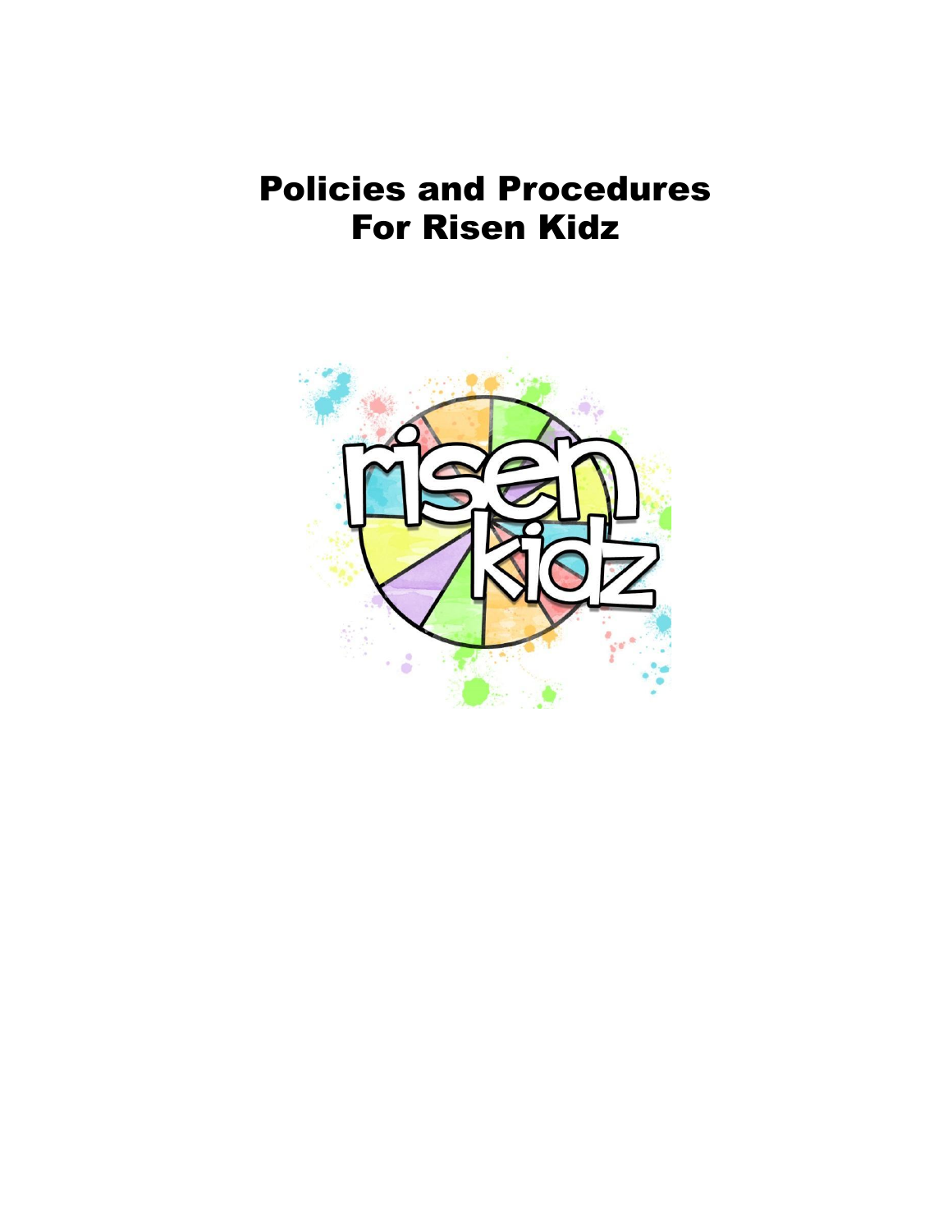# Policies and Procedures For Risen Kidz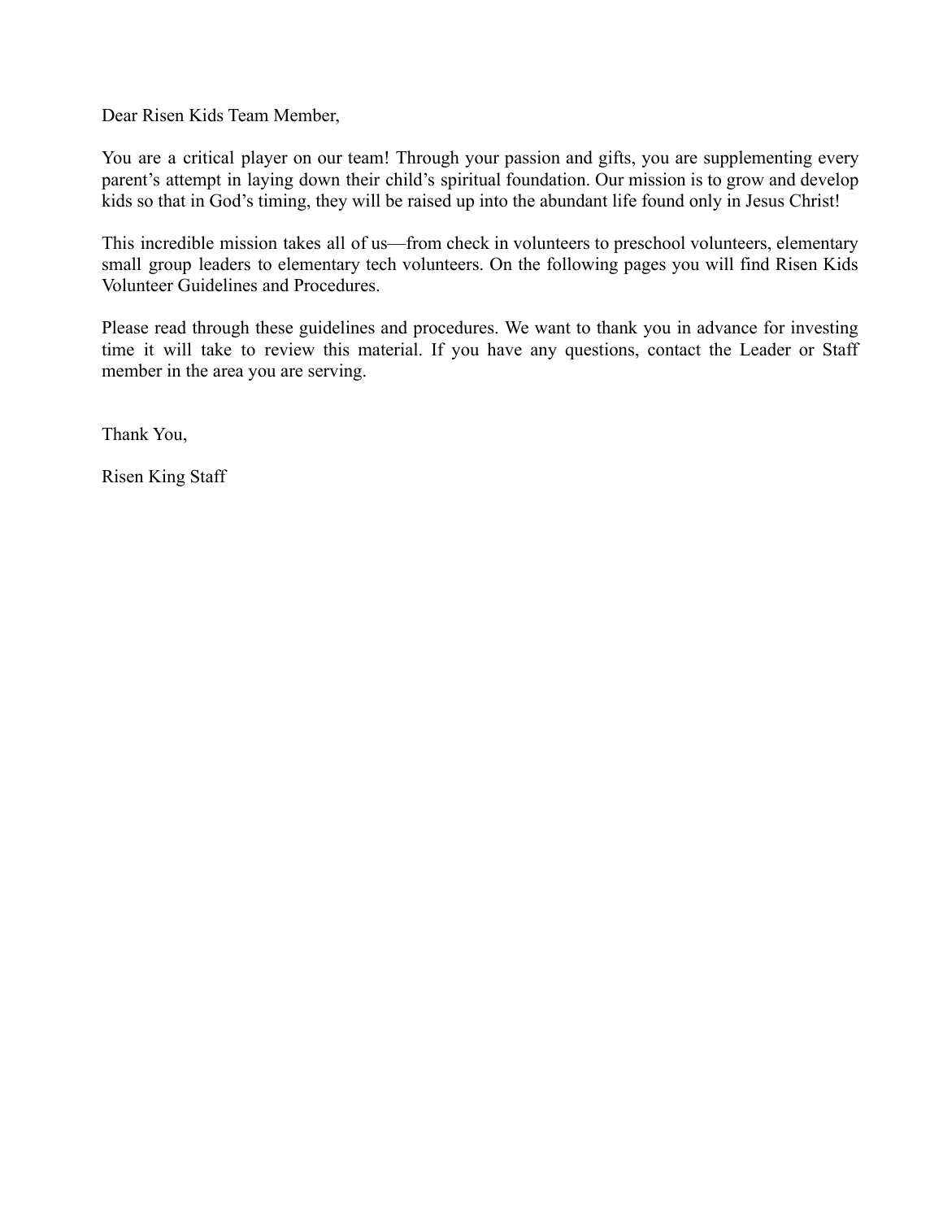Dear Risen Kids Team Member,

You are a critical player on our team! Through your passion and gifts, you are supplementing every parent's attempt in laying down their child's spiritual foundation. Our mission is to grow and develop kids so that in God's timing, they will be raised up into the abundant life found only in Jesus Christ!

This incredible mission takes all of us—from check in volunteers to preschool volunteers, elementary small group leaders to elementary tech volunteers. On the following pages you will find Risen Kids Volunteer Guidelines and Procedures.

Please read through these guidelines and procedures. We want to thank you in advance for investing time it will take to review this material. If you have any questions, contact the Leader or Staff member in the area you are serving.

Thank You,

Risen King Staff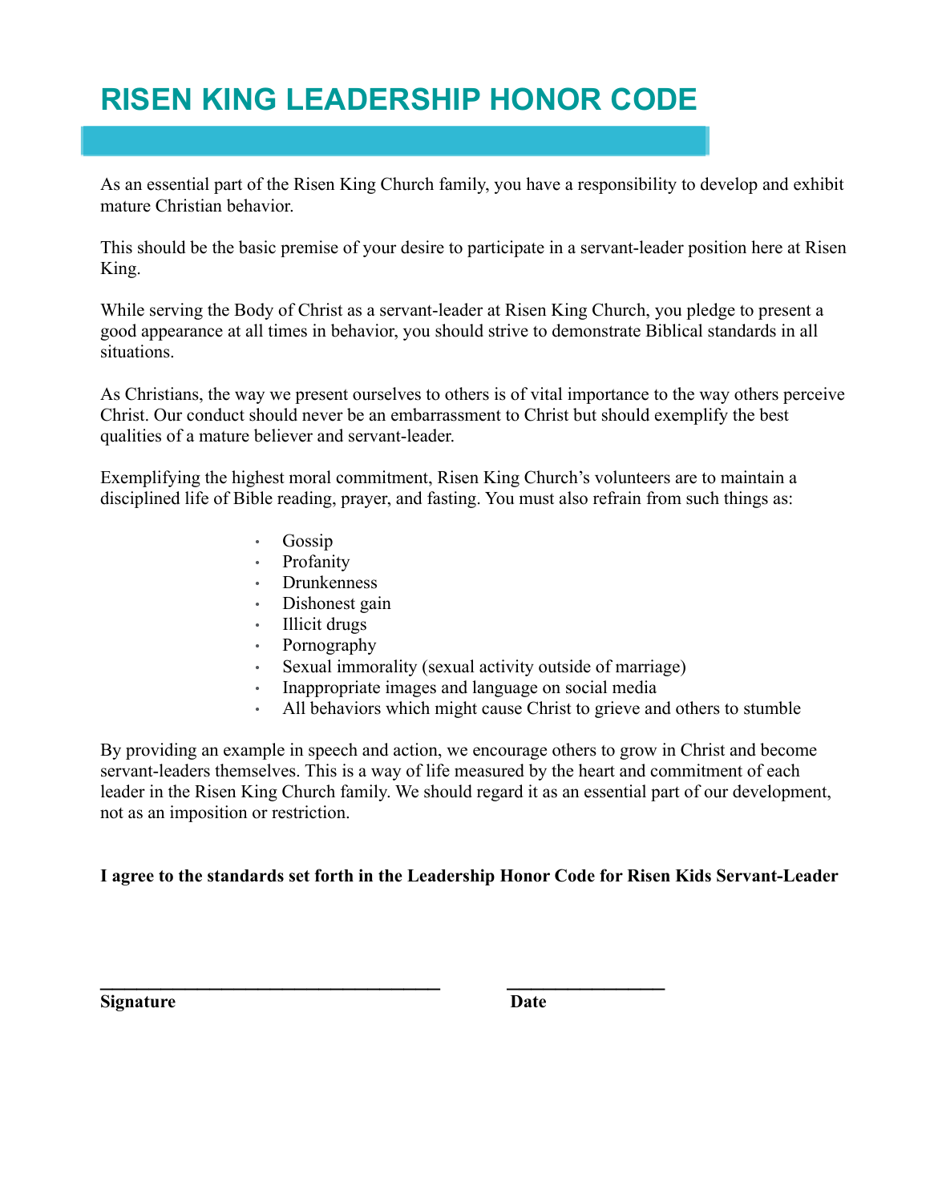# RISEN KING LEADERSHIP HONOR CODE

As an essential part of the Risen King Church family, you have a responsibility to develop and exhibit mature Christian behavior.

This should be the basic premise of your desire to participate in a servant-leader position here at Risen King.

While serving the Body of Christ as a servant-leader at Risen King Church, you pledge to present a good appearance at all times in behavior, you should strive to demonstrate Biblical standards in all situations.

As Christians, the way we present ourselves to others is of vital importance to the way others perceive Christ. Our conduct should never be an embarrassment to Christ but should exemplify the best qualities of a mature believer and servant-leader.

Exemplifying the highest moral commitment, Risen King Church's volunteers are to maintain a disciplined life of Bible reading, prayer, and fasting. You must also refrain from such things as:

- Gossip
- Profanity
- Drunkenness
- Dishonest gain
- Illicit drugs
- Pornography
- Sexual immorality (sexual activity outside of marriage)
- Inappropriate images and language on social media
- All behaviors which might cause Christ to grieve and others to stumble

By providing an example in speech and action, we encourage others to grow in Christ and become servant-leaders themselves. This is a way of life measured by the heart and commitment of each leader in the Risen King Church family. We should regard it as an essential part of our development, not as an imposition or restriction.

**I agree to the standards set forth in the Leadership Honor Code for Risen Kids Servant-Leader**

_____________________________________ _________________

**Signature** **Date**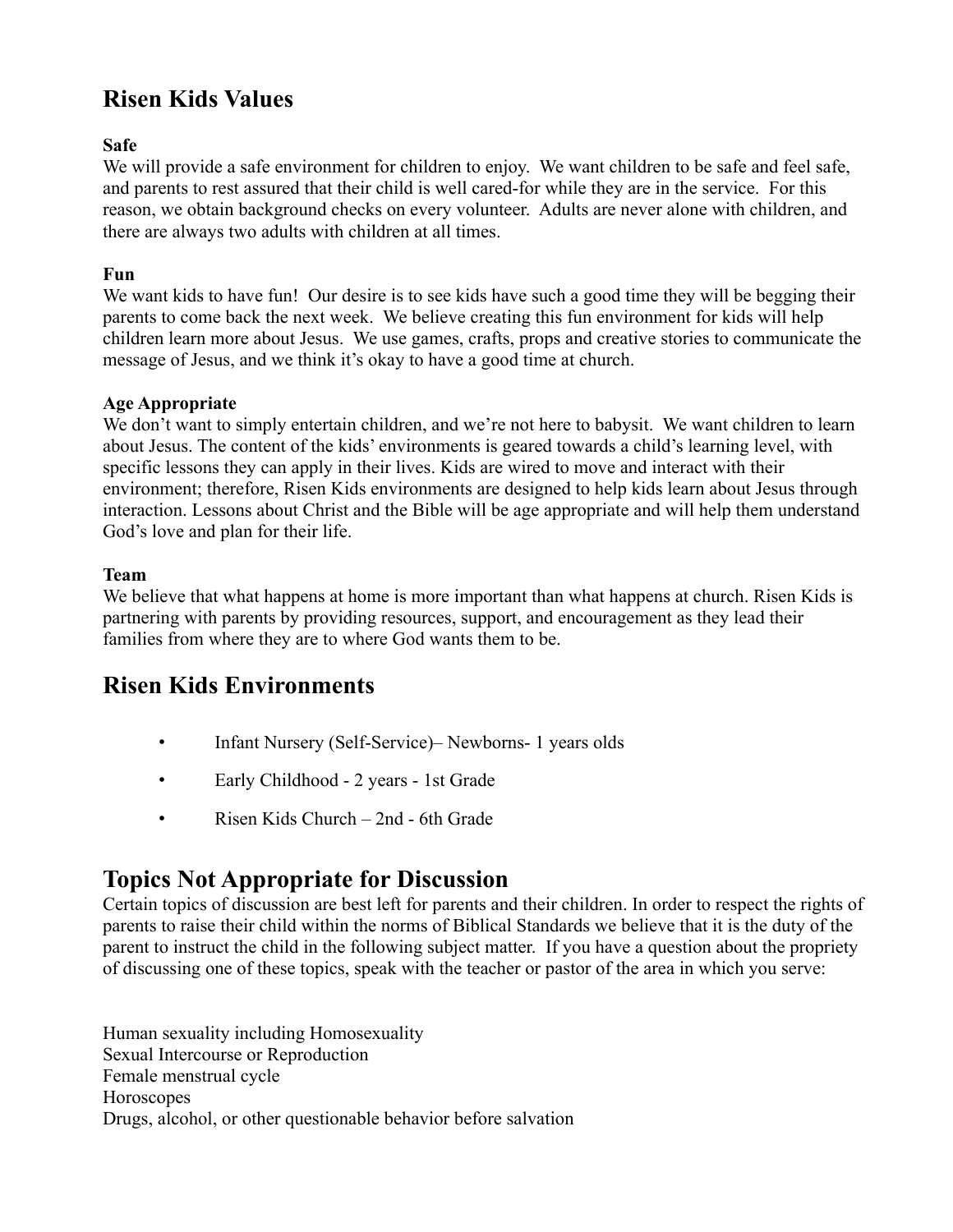## Risen Kids Values

**Safe**

We will provide a safe environment for children to enjoy. We want children to be safe and feel safe, and parents to rest assured that their child is well cared-for while they are in the service. For this reason, we obtain background checks on every volunteer. Adults are never alone with children, and there are always two adults with children at all times.

**Fun**

We want kids to have fun! Our desire is to see kids have such a good time they will be begging their parents to come back the next week. We believe creating this fun environment for kids will help children learn more about Jesus. We use games, crafts, props and creative stories to communicate the message of Jesus, and we think it's okay to have a good time at church.

**Age Appropriate**

We don't want to simply entertain children, and we're not here to babysit. We want children to learn about Jesus. The content of the kids' environments is geared towards a child's learning level, with specific lessons they can apply in their lives. Kids are wired to move and interact with their environment; therefore, Risen Kids environments are designed to help kids learn about Jesus through interaction. Lessons about Christ and the Bible will be age appropriate and will help them understand God's love and plan for their life.

**Team**

We believe that what happens at home is more important than what happens at church. Risen Kids is partnering with parents by providing resources, support, and encouragement as they lead their families from where they are to where God wants them to be.

## Risen Kids Environments

- Infant Nursery (Self-Service)– Newborns- 1 years olds
- Early Childhood - 2 years - 1st Grade
- Risen Kids Church – 2nd - 6th Grade

## Topics Not Appropriate for Discussion

Certain topics of discussion are best left for parents and their children. In order to respect the rights of parents to raise their child within the norms of Biblical Standards we believe that it is the duty of the parent to instruct the child in the following subject matter. If you have a question about the propriety of discussing one of these topics, speak with the teacher or pastor of the area in which you serve:

Human sexuality including Homosexuality
Sexual Intercourse or Reproduction
Female menstrual cycle
Horoscopes
Drugs, alcohol, or other questionable behavior before salvation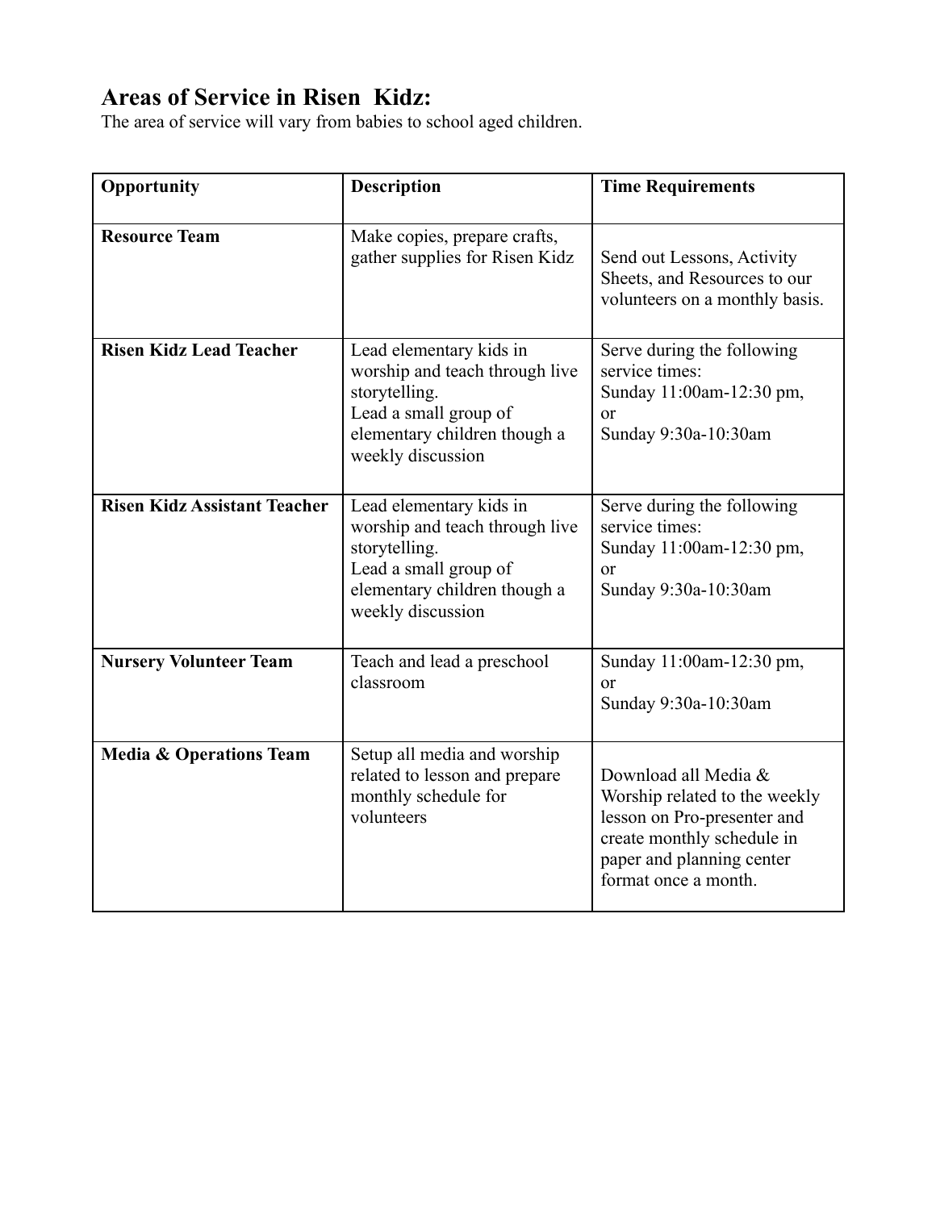## Areas of Service in Risen  Kidz:

The area of service will vary from babies to school aged children.

| Opportunity | Description | Time Requirements |
|---|---|---|
| **Resource Team** | Make copies, prepare crafts, gather supplies for Risen Kidz | Send out Lessons, Activity Sheets, and Resources to our volunteers on a monthly basis. |
| **Risen Kidz Lead Teacher** | Lead elementary kids in worship and teach through live storytelling.<br>Lead a small group of elementary children though a weekly discussion | Serve during the following service times:<br>Sunday 11:00am-12:30 pm,<br>or<br>Sunday 9:30a-10:30am |
| **Risen Kidz Assistant Teacher** | Lead elementary kids in worship and teach through live storytelling.<br>Lead a small group of elementary children though a weekly discussion | Serve during the following service times:<br>Sunday 11:00am-12:30 pm,<br>or<br>Sunday 9:30a-10:30am |
| **Nursery Volunteer Team** | Teach and lead a preschool classroom | Sunday 11:00am-12:30 pm,<br>or<br>Sunday 9:30a-10:30am |
| **Media & Operations Team** | Setup all media and worship related to lesson and prepare monthly schedule for volunteers | Download all Media & Worship related to the weekly lesson on Pro-presenter and create monthly schedule in paper and planning center format once a month. |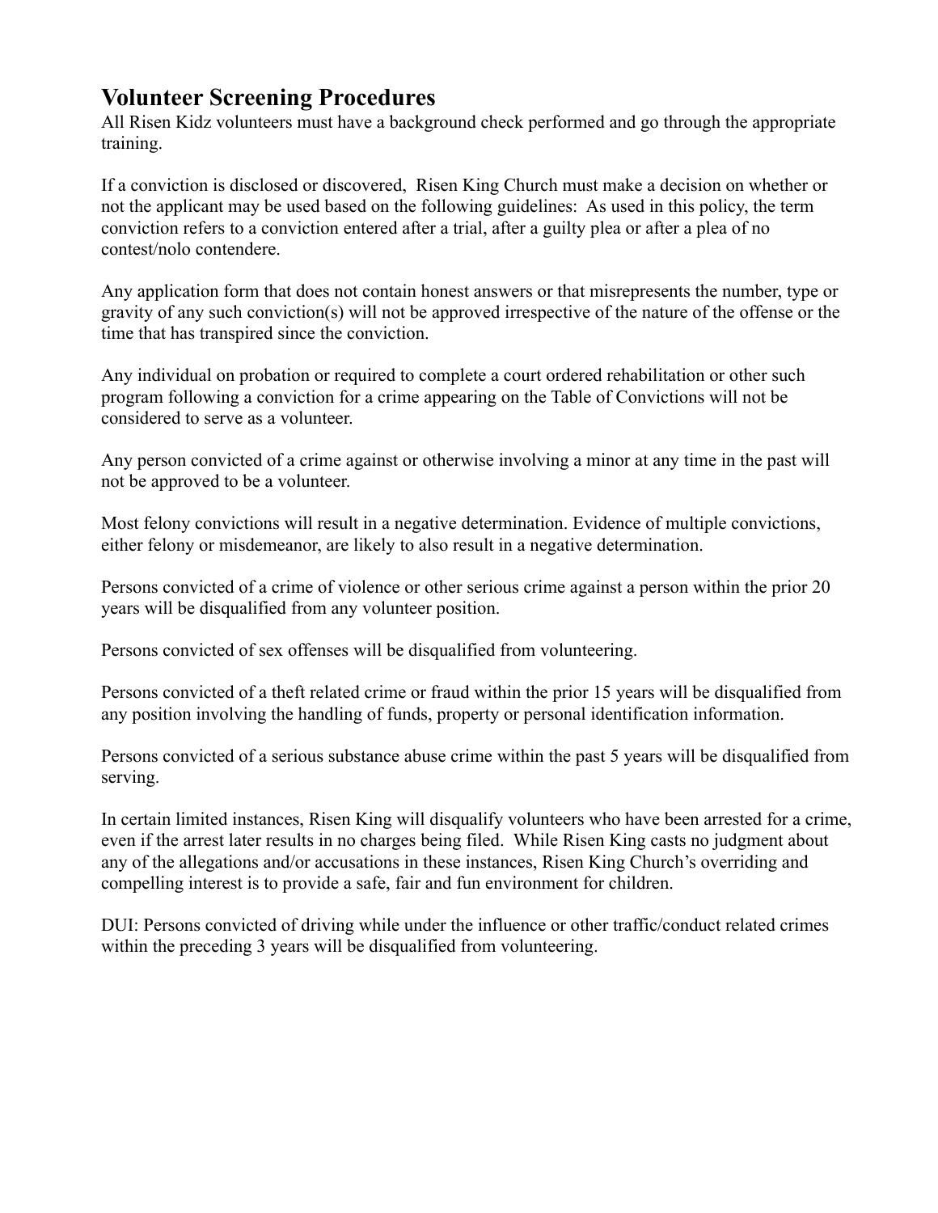## Volunteer Screening Procedures

All Risen Kidz volunteers must have a background check performed and go through the appropriate training.

If a conviction is disclosed or discovered, Risen King Church must make a decision on whether or not the applicant may be used based on the following guidelines: As used in this policy, the term conviction refers to a conviction entered after a trial, after a guilty plea or after a plea of no contest/nolo contendere.

Any application form that does not contain honest answers or that misrepresents the number, type or gravity of any such conviction(s) will not be approved irrespective of the nature of the offense or the time that has transpired since the conviction.

Any individual on probation or required to complete a court ordered rehabilitation or other such program following a conviction for a crime appearing on the Table of Convictions will not be considered to serve as a volunteer.

Any person convicted of a crime against or otherwise involving a minor at any time in the past will not be approved to be a volunteer.

Most felony convictions will result in a negative determination. Evidence of multiple convictions, either felony or misdemeanor, are likely to also result in a negative determination.

Persons convicted of a crime of violence or other serious crime against a person within the prior 20 years will be disqualified from any volunteer position.

Persons convicted of sex offenses will be disqualified from volunteering.

Persons convicted of a theft related crime or fraud within the prior 15 years will be disqualified from any position involving the handling of funds, property or personal identification information.

Persons convicted of a serious substance abuse crime within the past 5 years will be disqualified from serving.

In certain limited instances, Risen King will disqualify volunteers who have been arrested for a crime, even if the arrest later results in no charges being filed. While Risen King casts no judgment about any of the allegations and/or accusations in these instances, Risen King Church's overriding and compelling interest is to provide a safe, fair and fun environment for children.

DUI: Persons convicted of driving while under the influence or other traffic/conduct related crimes within the preceding 3 years will be disqualified from volunteering.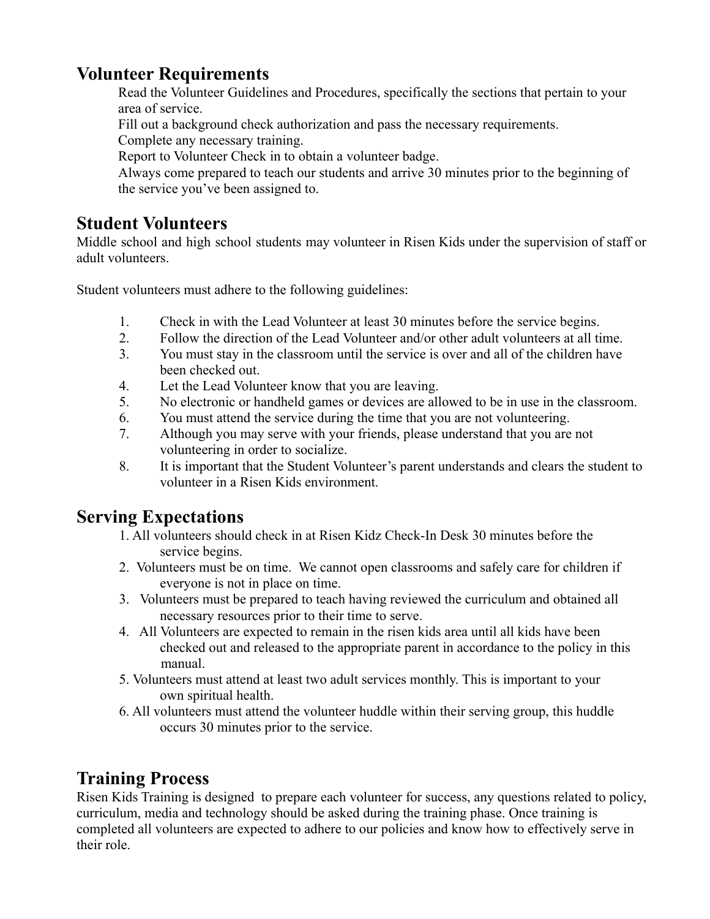## Volunteer Requirements

Read the Volunteer Guidelines and Procedures, specifically the sections that pertain to your area of service.
Fill out a background check authorization and pass the necessary requirements.
Complete any necessary training.
Report to Volunteer Check in to obtain a volunteer badge.
Always come prepared to teach our students and arrive 30 minutes prior to the beginning of the service you've been assigned to.

## Student Volunteers

Middle school and high school students may volunteer in Risen Kids under the supervision of staff or adult volunteers.

Student volunteers must adhere to the following guidelines:

1. Check in with the Lead Volunteer at least 30 minutes before the service begins.
2. Follow the direction of the Lead Volunteer and/or other adult volunteers at all time.
3. You must stay in the classroom until the service is over and all of the children have been checked out.
4. Let the Lead Volunteer know that you are leaving.
5. No electronic or handheld games or devices are allowed to be in use in the classroom.
6. You must attend the service during the time that you are not volunteering.
7. Although you may serve with your friends, please understand that you are not volunteering in order to socialize.
8. It is important that the Student Volunteer's parent understands and clears the student to volunteer in a Risen Kids environment.

## Serving Expectations

1. All volunteers should check in at Risen Kidz Check-In Desk 30 minutes before the service begins.
2. Volunteers must be on time. We cannot open classrooms and safely care for children if everyone is not in place on time.
3. Volunteers must be prepared to teach having reviewed the curriculum and obtained all necessary resources prior to their time to serve.
4. All Volunteers are expected to remain in the risen kids area until all kids have been checked out and released to the appropriate parent in accordance to the policy in this manual.
5. Volunteers must attend at least two adult services monthly. This is important to your own spiritual health.
6. All volunteers must attend the volunteer huddle within their serving group, this huddle occurs 30 minutes prior to the service.

## Training Process

Risen Kids Training is designed to prepare each volunteer for success, any questions related to policy, curriculum, media and technology should be asked during the training phase. Once training is completed all volunteers are expected to adhere to our policies and know how to effectively serve in their role.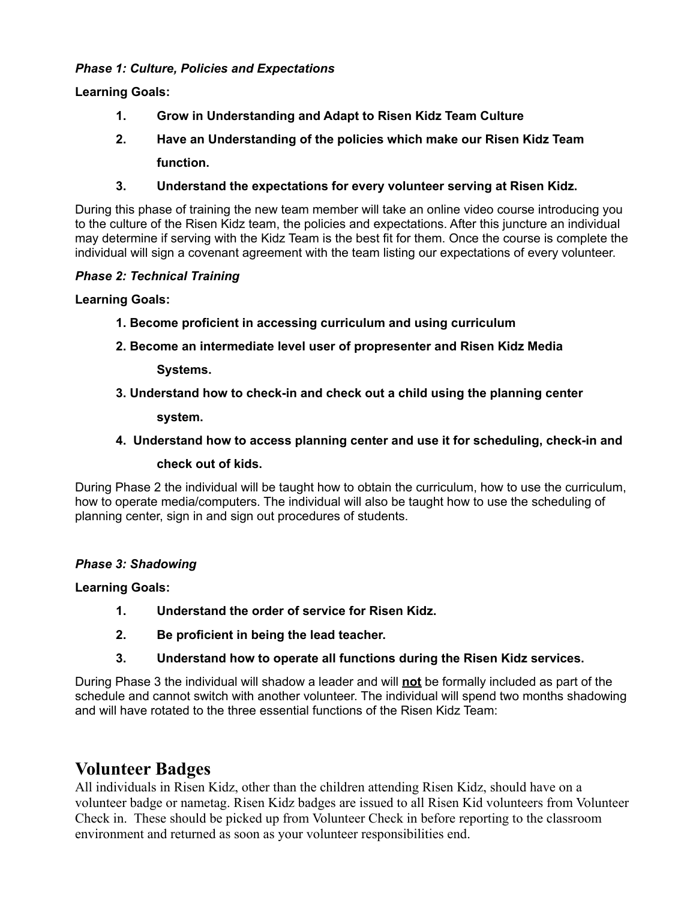***Phase 1: Culture, Policies and Expectations***

**Learning Goals:**

1. **Grow in Understanding and Adapt to Risen Kidz Team Culture**
2. **Have an Understanding of the policies which make our Risen Kidz Team function.**
3. **Understand the expectations for every volunteer serving at Risen Kidz.**

During this phase of training the new team member will take an online video course introducing you to the culture of the Risen Kidz team, the policies and expectations. After this juncture an individual may determine if serving with the Kidz Team is the best fit for them. Once the course is complete the individual will sign a covenant agreement with the team listing our expectations of every volunteer.

***Phase 2: Technical Training***

**Learning Goals:**

1. **Become proficient in accessing curriculum and using curriculum**
2. **Become an intermediate level user of propresenter and Risen Kidz Media Systems.**
3. **Understand how to check-in and check out a child using the planning center system.**
4. **Understand how to access planning center and use it for scheduling, check-in and check out of kids.**

During Phase 2 the individual will be taught how to obtain the curriculum, how to use the curriculum, how to operate media/computers. The individual will also be taught how to use the scheduling of planning center, sign in and sign out procedures of students.

***Phase 3: Shadowing***

**Learning Goals:**

1. **Understand the order of service for Risen Kidz.**
2. **Be proficient in being the lead teacher.**
3. **Understand how to operate all functions during the Risen Kidz services.**

During Phase 3 the individual will shadow a leader and will **<u>not</u>** be formally included as part of the schedule and cannot switch with another volunteer. The individual will spend two months shadowing and will have rotated to the three essential functions of the Risen Kidz Team:

# Volunteer Badges

All individuals in Risen Kidz, other than the children attending Risen Kidz, should have on a volunteer badge or nametag. Risen Kidz badges are issued to all Risen Kid volunteers from Volunteer Check in. These should be picked up from Volunteer Check in before reporting to the classroom environment and returned as soon as your volunteer responsibilities end.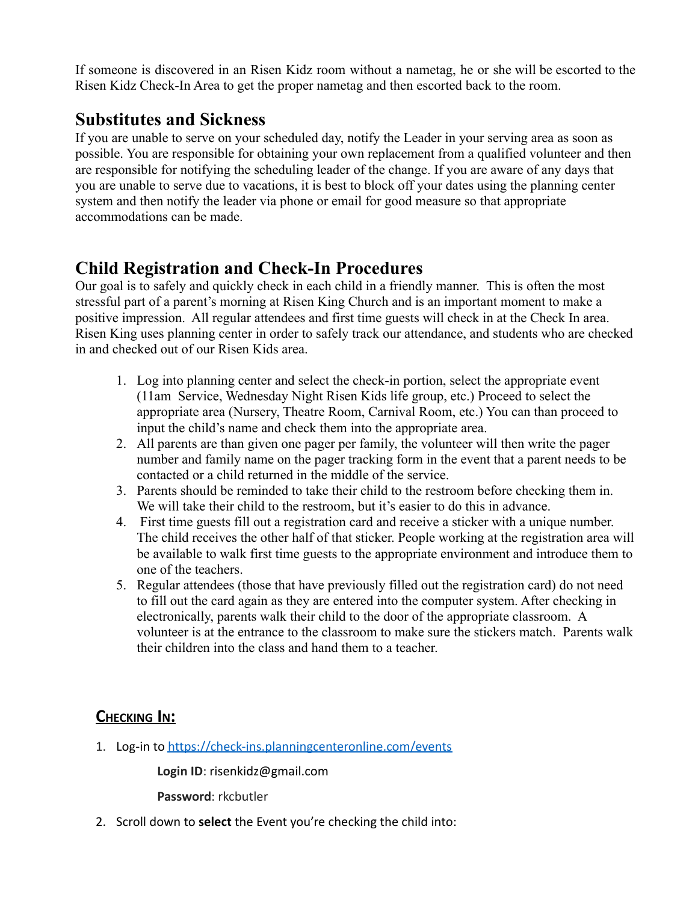If someone is discovered in an Risen Kidz room without a nametag, he or she will be escorted to the Risen Kidz Check-In Area to get the proper nametag and then escorted back to the room.

## Substitutes and Sickness

If you are unable to serve on your scheduled day, notify the Leader in your serving area as soon as possible. You are responsible for obtaining your own replacement from a qualified volunteer and then are responsible for notifying the scheduling leader of the change. If you are aware of any days that you are unable to serve due to vacations, it is best to block off your dates using the planning center system and then notify the leader via phone or email for good measure so that appropriate accommodations can be made.

## Child Registration and Check-In Procedures

Our goal is to safely and quickly check in each child in a friendly manner. This is often the most stressful part of a parent's morning at Risen King Church and is an important moment to make a positive impression. All regular attendees and first time guests will check in at the Check In area. Risen King uses planning center in order to safely track our attendance, and students who are checked in and checked out of our Risen Kids area.

1. Log into planning center and select the check-in portion, select the appropriate event (11am Service, Wednesday Night Risen Kids life group, etc.) Proceed to select the appropriate area (Nursery, Theatre Room, Carnival Room, etc.) You can than proceed to input the child's name and check them into the appropriate area.
2. All parents are than given one pager per family, the volunteer will then write the pager number and family name on the pager tracking form in the event that a parent needs to be contacted or a child returned in the middle of the service.
3. Parents should be reminded to take their child to the restroom before checking them in. We will take their child to the restroom, but it's easier to do this in advance.
4. First time guests fill out a registration card and receive a sticker with a unique number. The child receives the other half of that sticker. People working at the registration area will be available to walk first time guests to the appropriate environment and introduce them to one of the teachers.
5. Regular attendees (those that have previously filled out the registration card) do not need to fill out the card again as they are entered into the computer system. After checking in electronically, parents walk their child to the door of the appropriate classroom. A volunteer is at the entrance to the classroom to make sure the stickers match. Parents walk their children into the class and hand them to a teacher.

### Checking In:

1. Log-in to [https://check-ins.planningcenteronline.com/events](https://check-ins.planningcenteronline.com/events)

   **Login ID**: risenkidz@gmail.com

   **Password**: rkcbutler

2. Scroll down to **select** the Event you're checking the child into: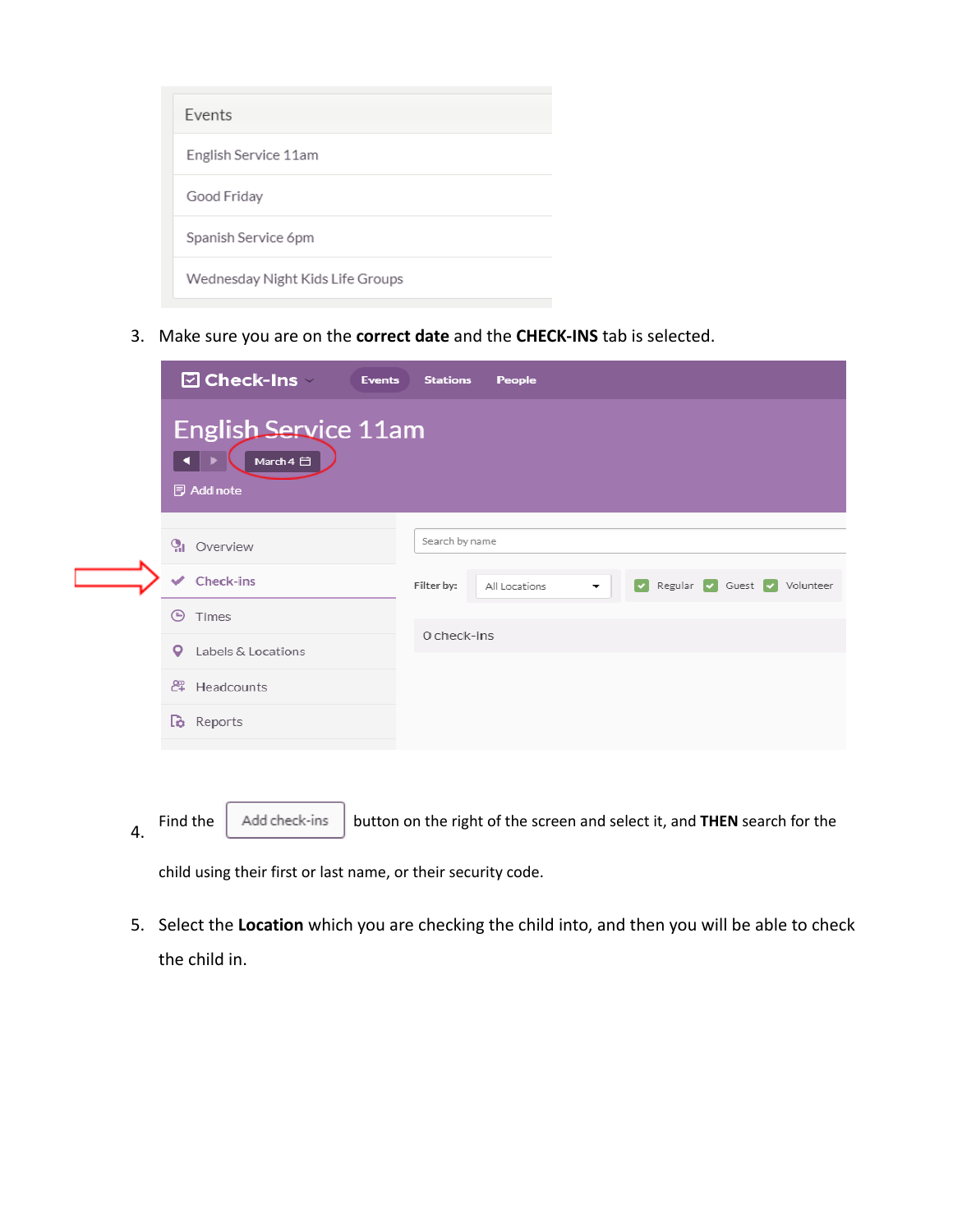Events

English Service 11am

Good Friday

Spanish Service 6pm

Wednesday Night Kids Life Groups

3. Make sure you are on the **correct date** and the **CHECK-INS** tab is selected.

Check-Ins | Events | Stations | People

English Service 11am

March 4

Add note

- Overview
- Check-ins
- Times
- Labels & Locations
- Headcounts
- Reports

Search by name

Filter by: All Locations | Regular | Guest | Volunteer

0 check-ins

4. Find the `Add check-ins` button on the right of the screen and select it, and **THEN** search for the child using their first or last name, or their security code.

5. Select the **Location** which you are checking the child into, and then you will be able to check the child in.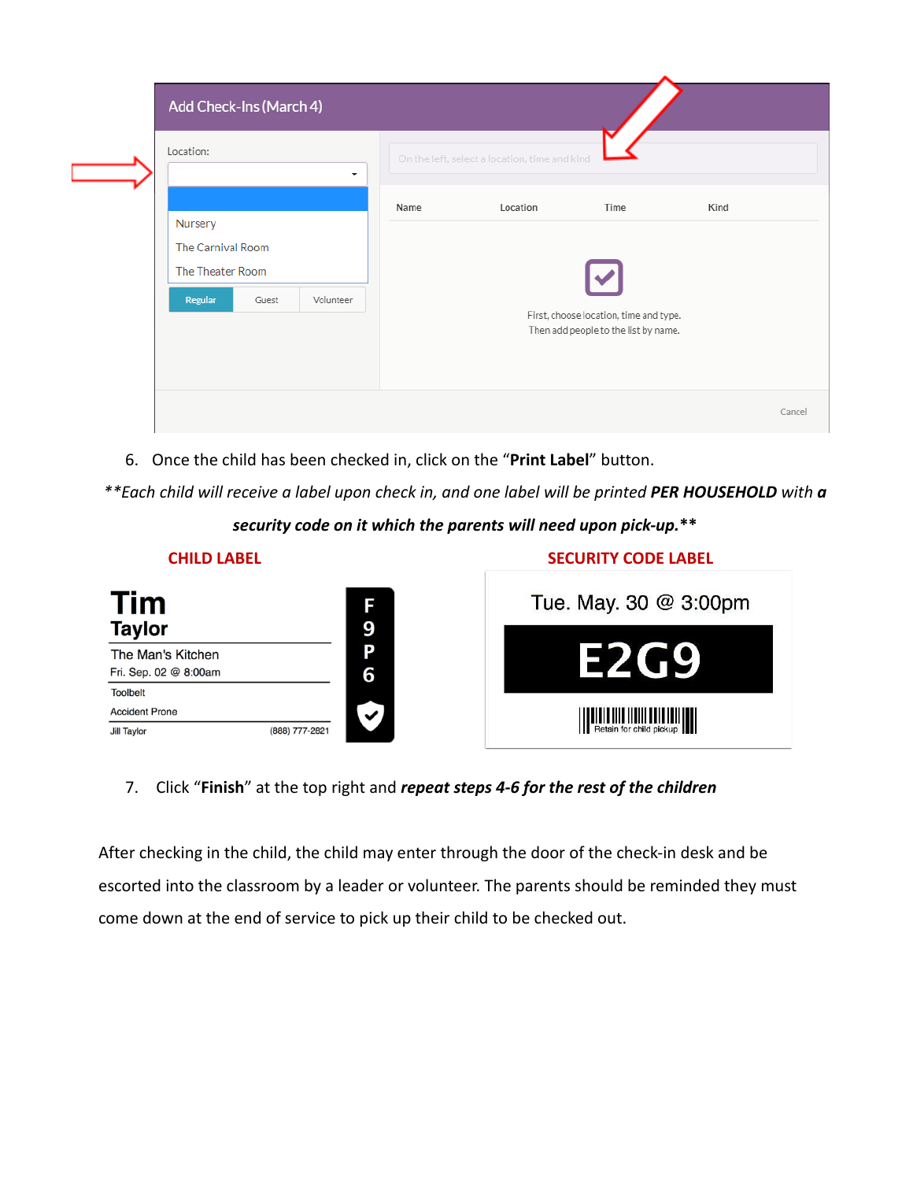Add Check-Ins (March 4)

Location:

- Nursery
- The Carnival Room
- The Theater Room

Regular | Guest | Volunteer

On the left, select a location, time and kind

| Name | Location | Time | Kind |
|---|---|---|---|

First, choose location, time and type.
Then add people to the list by name.

Cancel

6. Once the child has been checked in, click on the "**Print Label**" button.

*\*\*Each child will receive a label upon check in, and one label will be printed **PER HOUSEHOLD** with **a security code on it which the parents will need upon pick-up.**\*\**

**CHILD LABEL**

**Tim**
**Taylor**
The Man's Kitchen
Fri. Sep. 02 @ 8:00am
Toolbelt
Accident Prone
Jill Taylor (888) 777-2821
F9P6

**SECURITY CODE LABEL**

Tue. May. 30 @ 3:00pm
**E2G9**
Retain for child pickup

7. Click "**Finish**" at the top right and ***repeat steps 4-6 for the rest of the children***

After checking in the child, the child may enter through the door of the check-in desk and be escorted into the classroom by a leader or volunteer. The parents should be reminded they must come down at the end of service to pick up their child to be checked out.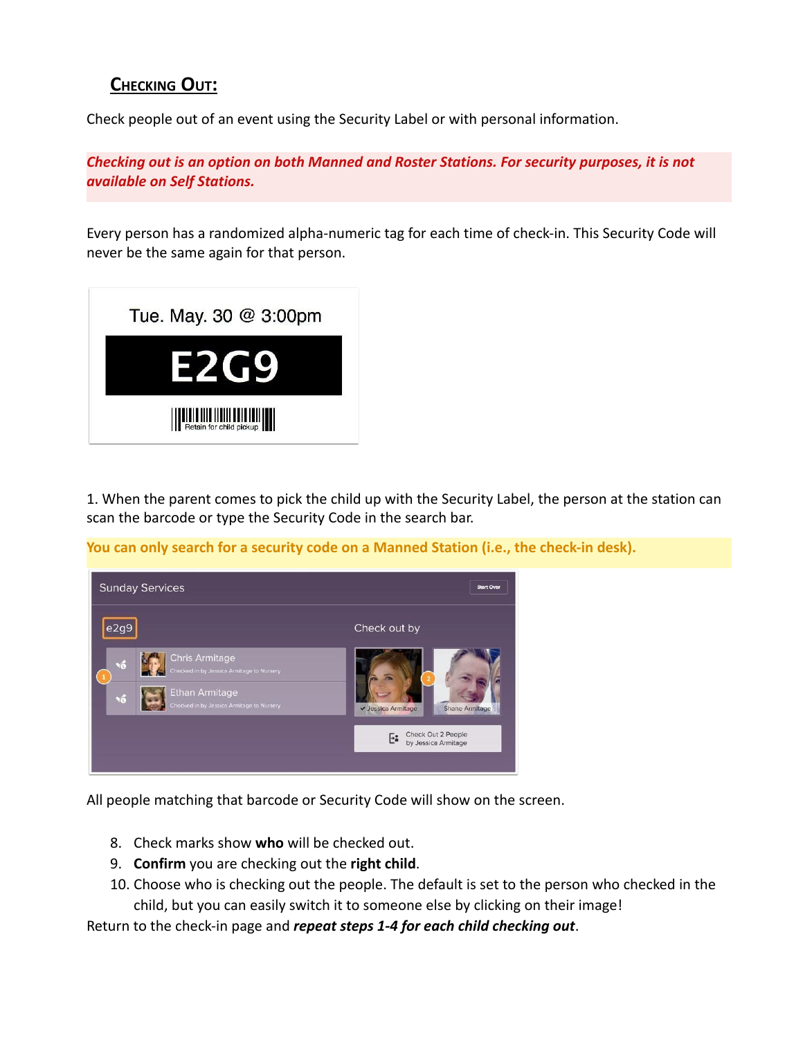## Checking Out:

Check people out of an event using the Security Label or with personal information.

***Checking out is an option on both Manned and Roster Stations. For security purposes, it is not available on Self Stations.***

Every person has a randomized alpha-numeric tag for each time of check-in. This Security Code will never be the same again for that person.

1. When the parent comes to pick the child up with the Security Label, the person at the station can scan the barcode or type the Security Code in the search bar.

**You can only search for a security code on a Manned Station (i.e., the check-in desk).**

All people matching that barcode or Security Code will show on the screen.

8. Check marks show **who** will be checked out.
9. **Confirm** you are checking out the **right child**.
10. Choose who is checking out the people. The default is set to the person who checked in the child, but you can easily switch it to someone else by clicking on their image!

Return to the check-in page and ***repeat steps 1-4 for each child checking out***.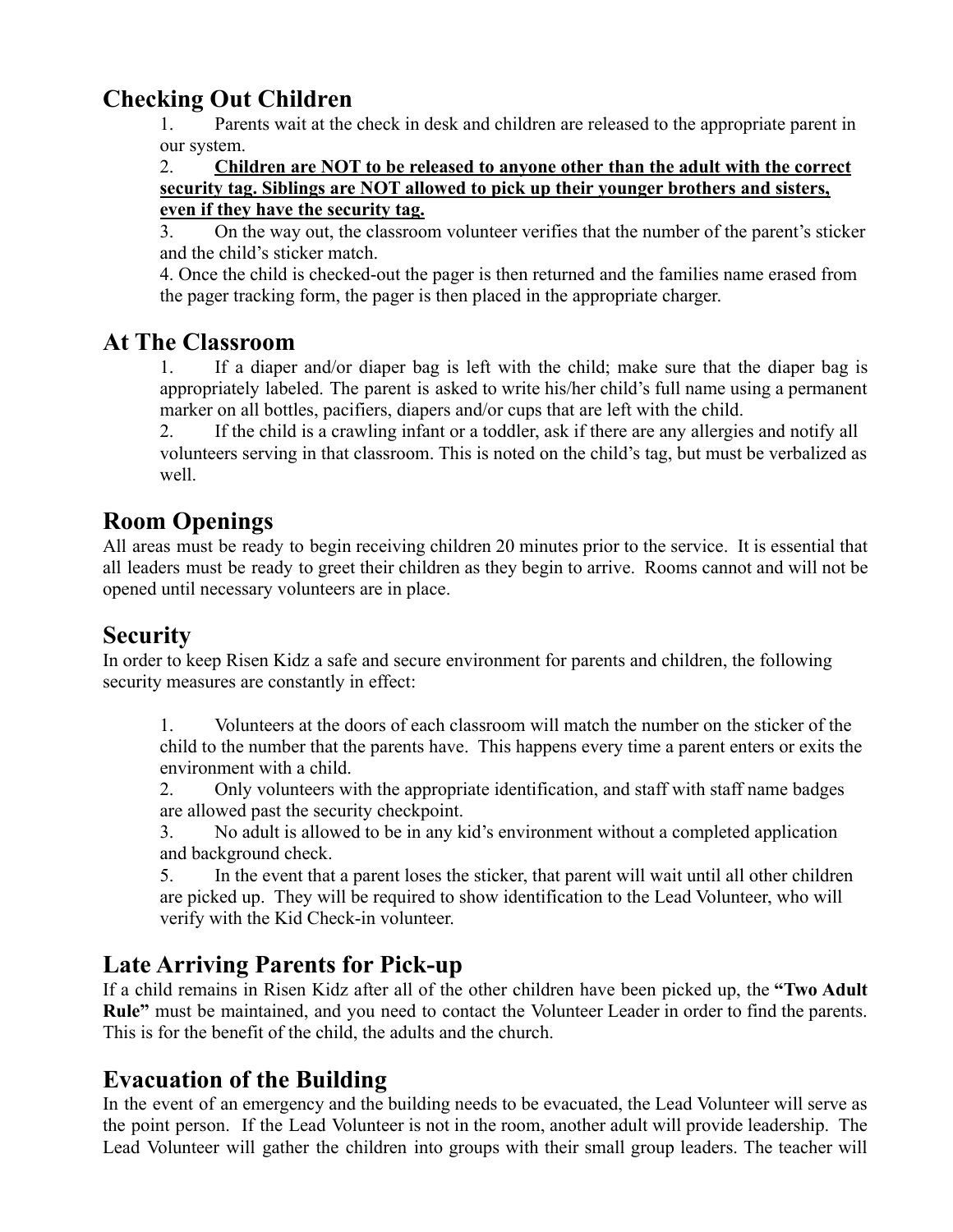## Checking Out Children

1. Parents wait at the check in desk and children are released to the appropriate parent in our system.
2. **Children are NOT to be released to anyone other than the adult with the correct security tag. Siblings are NOT allowed to pick up their younger brothers and sisters, even if they have the security tag.**
3. On the way out, the classroom volunteer verifies that the number of the parent's sticker and the child's sticker match.
4. Once the child is checked-out the pager is then returned and the families name erased from the pager tracking form, the pager is then placed in the appropriate charger.

## At The Classroom

1. If a diaper and/or diaper bag is left with the child; make sure that the diaper bag is appropriately labeled. The parent is asked to write his/her child's full name using a permanent marker on all bottles, pacifiers, diapers and/or cups that are left with the child.
2. If the child is a crawling infant or a toddler, ask if there are any allergies and notify all volunteers serving in that classroom. This is noted on the child's tag, but must be verbalized as well.

## Room Openings

All areas must be ready to begin receiving children 20 minutes prior to the service. It is essential that all leaders must be ready to greet their children as they begin to arrive. Rooms cannot and will not be opened until necessary volunteers are in place.

## Security

In order to keep Risen Kidz a safe and secure environment for parents and children, the following security measures are constantly in effect:

1. Volunteers at the doors of each classroom will match the number on the sticker of the child to the number that the parents have. This happens every time a parent enters or exits the environment with a child.
2. Only volunteers with the appropriate identification, and staff with staff name badges are allowed past the security checkpoint.
3. No adult is allowed to be in any kid's environment without a completed application and background check.

5. In the event that a parent loses the sticker, that parent will wait until all other children are picked up. They will be required to show identification to the Lead Volunteer, who will verify with the Kid Check-in volunteer.

## Late Arriving Parents for Pick-up

If a child remains in Risen Kidz after all of the other children have been picked up, the **"Two Adult Rule"** must be maintained, and you need to contact the Volunteer Leader in order to find the parents. This is for the benefit of the child, the adults and the church.

## Evacuation of the Building

In the event of an emergency and the building needs to be evacuated, the Lead Volunteer will serve as the point person. If the Lead Volunteer is not in the room, another adult will provide leadership. The Lead Volunteer will gather the children into groups with their small group leaders. The teacher will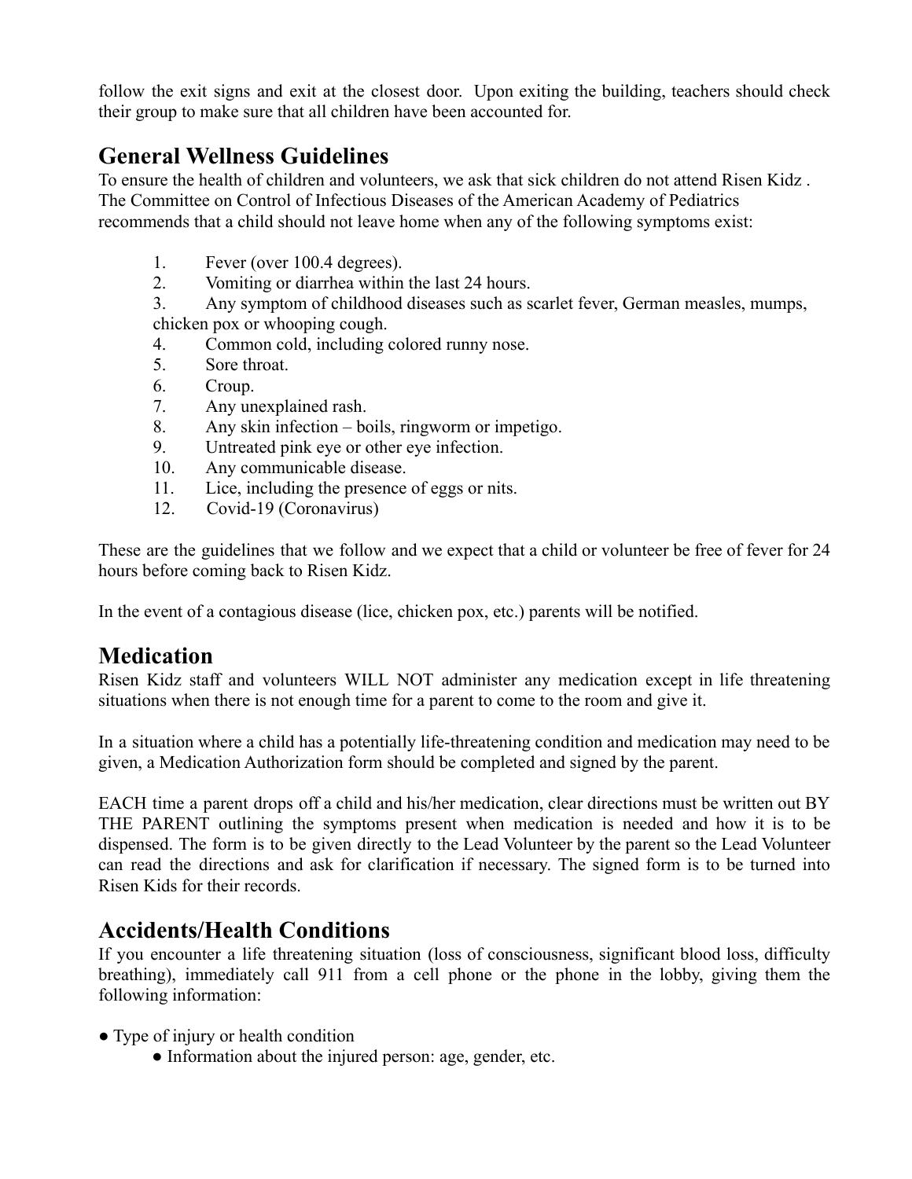follow the exit signs and exit at the closest door. Upon exiting the building, teachers should check their group to make sure that all children have been accounted for.

## General Wellness Guidelines

To ensure the health of children and volunteers, we ask that sick children do not attend Risen Kidz . The Committee on Control of Infectious Diseases of the American Academy of Pediatrics recommends that a child should not leave home when any of the following symptoms exist:

1. Fever (over 100.4 degrees).
2. Vomiting or diarrhea within the last 24 hours.
3. Any symptom of childhood diseases such as scarlet fever, German measles, mumps, chicken pox or whooping cough.
4. Common cold, including colored runny nose.
5. Sore throat.
6. Croup.
7. Any unexplained rash.
8. Any skin infection – boils, ringworm or impetigo.
9. Untreated pink eye or other eye infection.
10. Any communicable disease.
11. Lice, including the presence of eggs or nits.
12. Covid-19 (Coronavirus)

These are the guidelines that we follow and we expect that a child or volunteer be free of fever for 24 hours before coming back to Risen Kidz.

In the event of a contagious disease (lice, chicken pox, etc.) parents will be notified.

## Medication

Risen Kidz staff and volunteers WILL NOT administer any medication except in life threatening situations when there is not enough time for a parent to come to the room and give it.

In a situation where a child has a potentially life-threatening condition and medication may need to be given, a Medication Authorization form should be completed and signed by the parent.

EACH time a parent drops off a child and his/her medication, clear directions must be written out BY THE PARENT outlining the symptoms present when medication is needed and how it is to be dispensed. The form is to be given directly to the Lead Volunteer by the parent so the Lead Volunteer can read the directions and ask for clarification if necessary. The signed form is to be turned into Risen Kids for their records.

## Accidents/Health Conditions

If you encounter a life threatening situation (loss of consciousness, significant blood loss, difficulty breathing), immediately call 911 from a cell phone or the phone in the lobby, giving them the following information:

- Type of injury or health condition
  - Information about the injured person: age, gender, etc.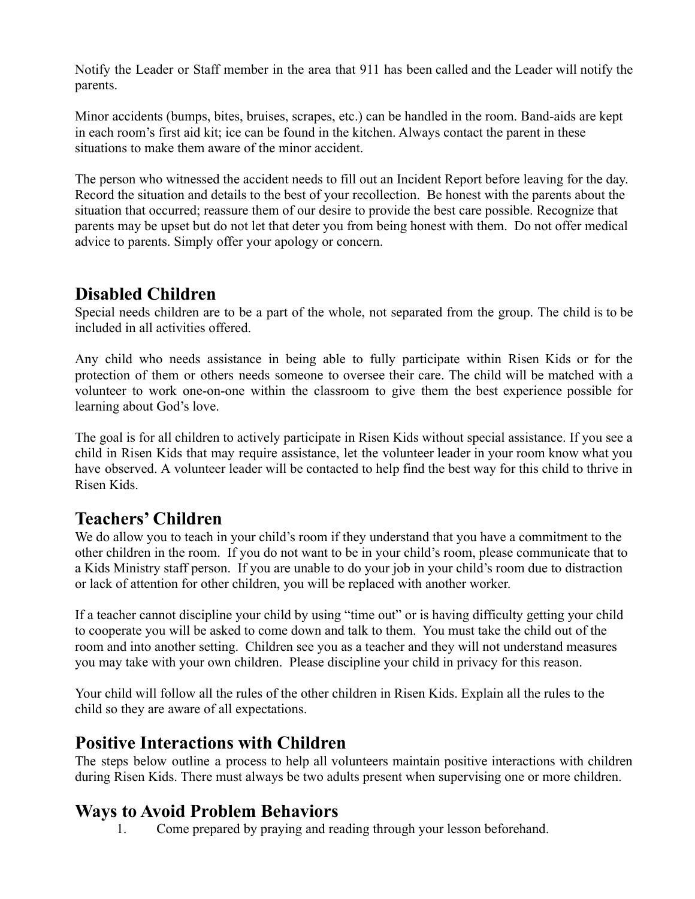Notify the Leader or Staff member in the area that 911 has been called and the Leader will notify the parents.

Minor accidents (bumps, bites, bruises, scrapes, etc.) can be handled in the room. Band-aids are kept in each room's first aid kit; ice can be found in the kitchen. Always contact the parent in these situations to make them aware of the minor accident.

The person who witnessed the accident needs to fill out an Incident Report before leaving for the day. Record the situation and details to the best of your recollection. Be honest with the parents about the situation that occurred; reassure them of our desire to provide the best care possible. Recognize that parents may be upset but do not let that deter you from being honest with them. Do not offer medical advice to parents. Simply offer your apology or concern.

## Disabled Children

Special needs children are to be a part of the whole, not separated from the group. The child is to be included in all activities offered.

Any child who needs assistance in being able to fully participate within Risen Kids or for the protection of them or others needs someone to oversee their care. The child will be matched with a volunteer to work one-on-one within the classroom to give them the best experience possible for learning about God's love.

The goal is for all children to actively participate in Risen Kids without special assistance. If you see a child in Risen Kids that may require assistance, let the volunteer leader in your room know what you have observed. A volunteer leader will be contacted to help find the best way for this child to thrive in Risen Kids.

## Teachers' Children

We do allow you to teach in your child's room if they understand that you have a commitment to the other children in the room. If you do not want to be in your child's room, please communicate that to a Kids Ministry staff person. If you are unable to do your job in your child's room due to distraction or lack of attention for other children, you will be replaced with another worker.

If a teacher cannot discipline your child by using "time out" or is having difficulty getting your child to cooperate you will be asked to come down and talk to them. You must take the child out of the room and into another setting. Children see you as a teacher and they will not understand measures you may take with your own children. Please discipline your child in privacy for this reason.

Your child will follow all the rules of the other children in Risen Kids. Explain all the rules to the child so they are aware of all expectations.

## Positive Interactions with Children

The steps below outline a process to help all volunteers maintain positive interactions with children during Risen Kids. There must always be two adults present when supervising one or more children.

## Ways to Avoid Problem Behaviors

1. Come prepared by praying and reading through your lesson beforehand.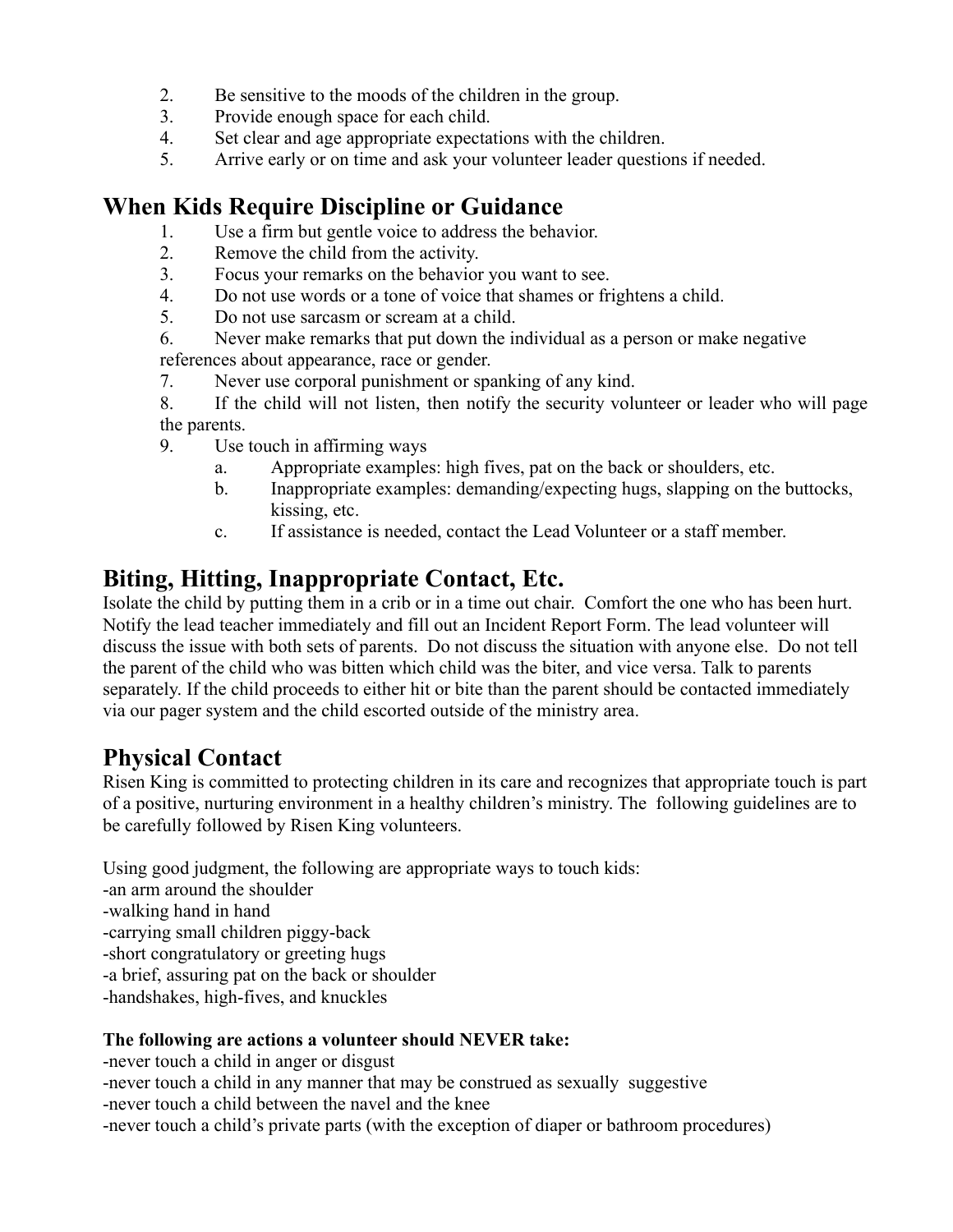2. Be sensitive to the moods of the children in the group.
3. Provide enough space for each child.
4. Set clear and age appropriate expectations with the children.
5. Arrive early or on time and ask your volunteer leader questions if needed.

## When Kids Require Discipline or Guidance

1. Use a firm but gentle voice to address the behavior.
2. Remove the child from the activity.
3. Focus your remarks on the behavior you want to see.
4. Do not use words or a tone of voice that shames or frightens a child.
5. Do not use sarcasm or scream at a child.
6. Never make remarks that put down the individual as a person or make negative references about appearance, race or gender.
7. Never use corporal punishment or spanking of any kind.
8. If the child will not listen, then notify the security volunteer or leader who will page the parents.
9. Use touch in affirming ways
    a. Appropriate examples: high fives, pat on the back or shoulders, etc.
    b. Inappropriate examples: demanding/expecting hugs, slapping on the buttocks, kissing, etc.
    c. If assistance is needed, contact the Lead Volunteer or a staff member.

## Biting, Hitting, Inappropriate Contact, Etc.

Isolate the child by putting them in a crib or in a time out chair. Comfort the one who has been hurt. Notify the lead teacher immediately and fill out an Incident Report Form. The lead volunteer will discuss the issue with both sets of parents. Do not discuss the situation with anyone else. Do not tell the parent of the child who was bitten which child was the biter, and vice versa. Talk to parents separately. If the child proceeds to either hit or bite than the parent should be contacted immediately via our pager system and the child escorted outside of the ministry area.

## Physical Contact

Risen King is committed to protecting children in its care and recognizes that appropriate touch is part of a positive, nurturing environment in a healthy children's ministry. The following guidelines are to be carefully followed by Risen King volunteers.

Using good judgment, the following are appropriate ways to touch kids:
-an arm around the shoulder
-walking hand in hand
-carrying small children piggy-back
-short congratulatory or greeting hugs
-a brief, assuring pat on the back or shoulder
-handshakes, high-fives, and knuckles

**The following are actions a volunteer should NEVER take:**
-never touch a child in anger or disgust
-never touch a child in any manner that may be construed as sexually suggestive
-never touch a child between the navel and the knee
-never touch a child's private parts (with the exception of diaper or bathroom procedures)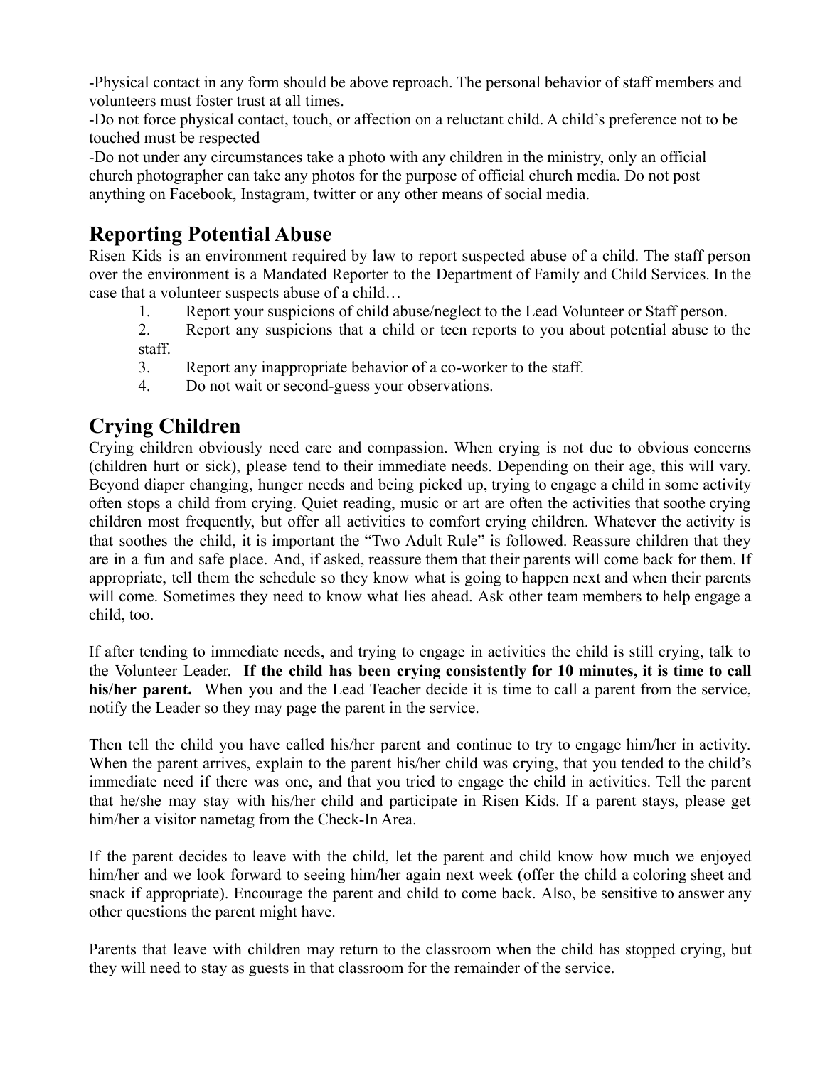-Physical contact in any form should be above reproach. The personal behavior of staff members and volunteers must foster trust at all times.

-Do not force physical contact, touch, or affection on a reluctant child. A child's preference not to be touched must be respected

-Do not under any circumstances take a photo with any children in the ministry, only an official church photographer can take any photos for the purpose of official church media. Do not post anything on Facebook, Instagram, twitter or any other means of social media.

## Reporting Potential Abuse

Risen Kids is an environment required by law to report suspected abuse of a child. The staff person over the environment is a Mandated Reporter to the Department of Family and Child Services. In the case that a volunteer suspects abuse of a child…

1. Report your suspicions of child abuse/neglect to the Lead Volunteer or Staff person.
2. Report any suspicions that a child or teen reports to you about potential abuse to the staff.
3. Report any inappropriate behavior of a co-worker to the staff.
4. Do not wait or second-guess your observations.

## Crying Children

Crying children obviously need care and compassion. When crying is not due to obvious concerns (children hurt or sick), please tend to their immediate needs. Depending on their age, this will vary. Beyond diaper changing, hunger needs and being picked up, trying to engage a child in some activity often stops a child from crying. Quiet reading, music or art are often the activities that soothe crying children most frequently, but offer all activities to comfort crying children. Whatever the activity is that soothes the child, it is important the "Two Adult Rule" is followed. Reassure children that they are in a fun and safe place. And, if asked, reassure them that their parents will come back for them. If appropriate, tell them the schedule so they know what is going to happen next and when their parents will come. Sometimes they need to know what lies ahead. Ask other team members to help engage a child, too.

If after tending to immediate needs, and trying to engage in activities the child is still crying, talk to the Volunteer Leader. **If the child has been crying consistently for 10 minutes, it is time to call his/her parent.** When you and the Lead Teacher decide it is time to call a parent from the service, notify the Leader so they may page the parent in the service.

Then tell the child you have called his/her parent and continue to try to engage him/her in activity. When the parent arrives, explain to the parent his/her child was crying, that you tended to the child's immediate need if there was one, and that you tried to engage the child in activities. Tell the parent that he/she may stay with his/her child and participate in Risen Kids. If a parent stays, please get him/her a visitor nametag from the Check-In Area.

If the parent decides to leave with the child, let the parent and child know how much we enjoyed him/her and we look forward to seeing him/her again next week (offer the child a coloring sheet and snack if appropriate). Encourage the parent and child to come back. Also, be sensitive to answer any other questions the parent might have.

Parents that leave with children may return to the classroom when the child has stopped crying, but they will need to stay as guests in that classroom for the remainder of the service.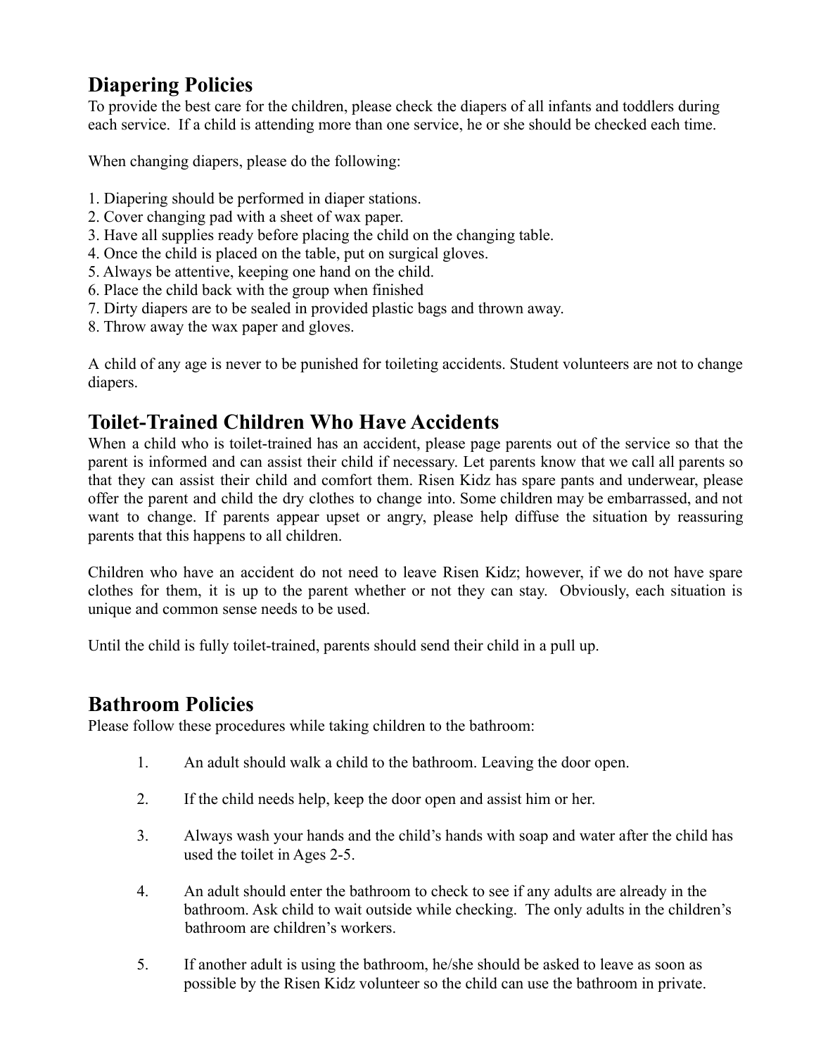## Diapering Policies

To provide the best care for the children, please check the diapers of all infants and toddlers during each service. If a child is attending more than one service, he or she should be checked each time.

When changing diapers, please do the following:

1. Diapering should be performed in diaper stations.
2. Cover changing pad with a sheet of wax paper.
3. Have all supplies ready before placing the child on the changing table.
4. Once the child is placed on the table, put on surgical gloves.
5. Always be attentive, keeping one hand on the child.
6. Place the child back with the group when finished
7. Dirty diapers are to be sealed in provided plastic bags and thrown away.
8. Throw away the wax paper and gloves.

A child of any age is never to be punished for toileting accidents. Student volunteers are not to change diapers.

## Toilet-Trained Children Who Have Accidents

When a child who is toilet-trained has an accident, please page parents out of the service so that the parent is informed and can assist their child if necessary. Let parents know that we call all parents so that they can assist their child and comfort them. Risen Kidz has spare pants and underwear, please offer the parent and child the dry clothes to change into. Some children may be embarrassed, and not want to change. If parents appear upset or angry, please help diffuse the situation by reassuring parents that this happens to all children.

Children who have an accident do not need to leave Risen Kidz; however, if we do not have spare clothes for them, it is up to the parent whether or not they can stay. Obviously, each situation is unique and common sense needs to be used.

Until the child is fully toilet-trained, parents should send their child in a pull up.

## Bathroom Policies

Please follow these procedures while taking children to the bathroom:

1. An adult should walk a child to the bathroom. Leaving the door open.

2. If the child needs help, keep the door open and assist him or her.

3. Always wash your hands and the child's hands with soap and water after the child has used the toilet in Ages 2-5.

4. An adult should enter the bathroom to check to see if any adults are already in the bathroom. Ask child to wait outside while checking. The only adults in the children's bathroom are children's workers.

5. If another adult is using the bathroom, he/she should be asked to leave as soon as possible by the Risen Kidz volunteer so the child can use the bathroom in private.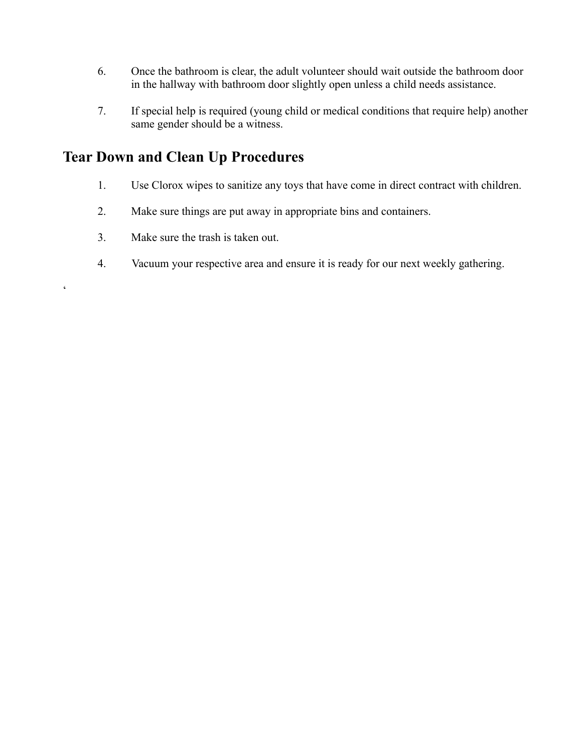6. Once the bathroom is clear, the adult volunteer should wait outside the bathroom door in the hallway with bathroom door slightly open unless a child needs assistance.

7. If special help is required (young child or medical conditions that require help) another same gender should be a witness.

## Tear Down and Clean Up Procedures

1. Use Clorox wipes to sanitize any toys that have come in direct contract with children.

2. Make sure things are put away in appropriate bins and containers.

3. Make sure the trash is taken out.

4. Vacuum your respective area and ensure it is ready for our next weekly gathering.

‘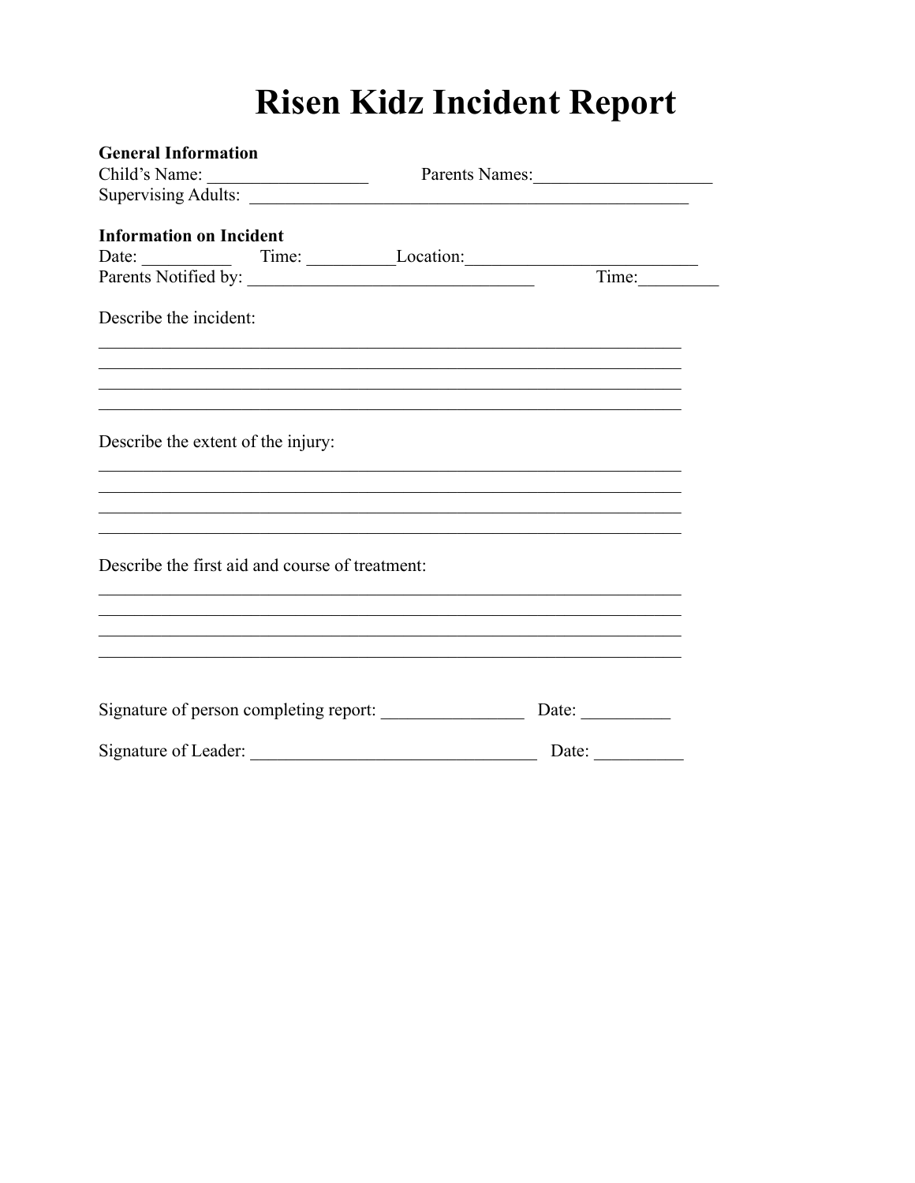# Risen Kidz Incident Report

**General Information**

Child's Name: __________________ Parents Names:____________________

Supervising Adults: ___________________________________________________

**Information on Incident**

Date: __________ Time: __________Location:__________________________

Parents Notified by: ________________________________ Time:_________

Describe the incident:

___________________________________________________________________

___________________________________________________________________

___________________________________________________________________

___________________________________________________________________

Describe the extent of the injury:

___________________________________________________________________

___________________________________________________________________

___________________________________________________________________

___________________________________________________________________

Describe the first aid and course of treatment:

___________________________________________________________________

___________________________________________________________________

___________________________________________________________________

___________________________________________________________________

Signature of person completing report: ________________ Date: __________

Signature of Leader: ________________________________ Date: __________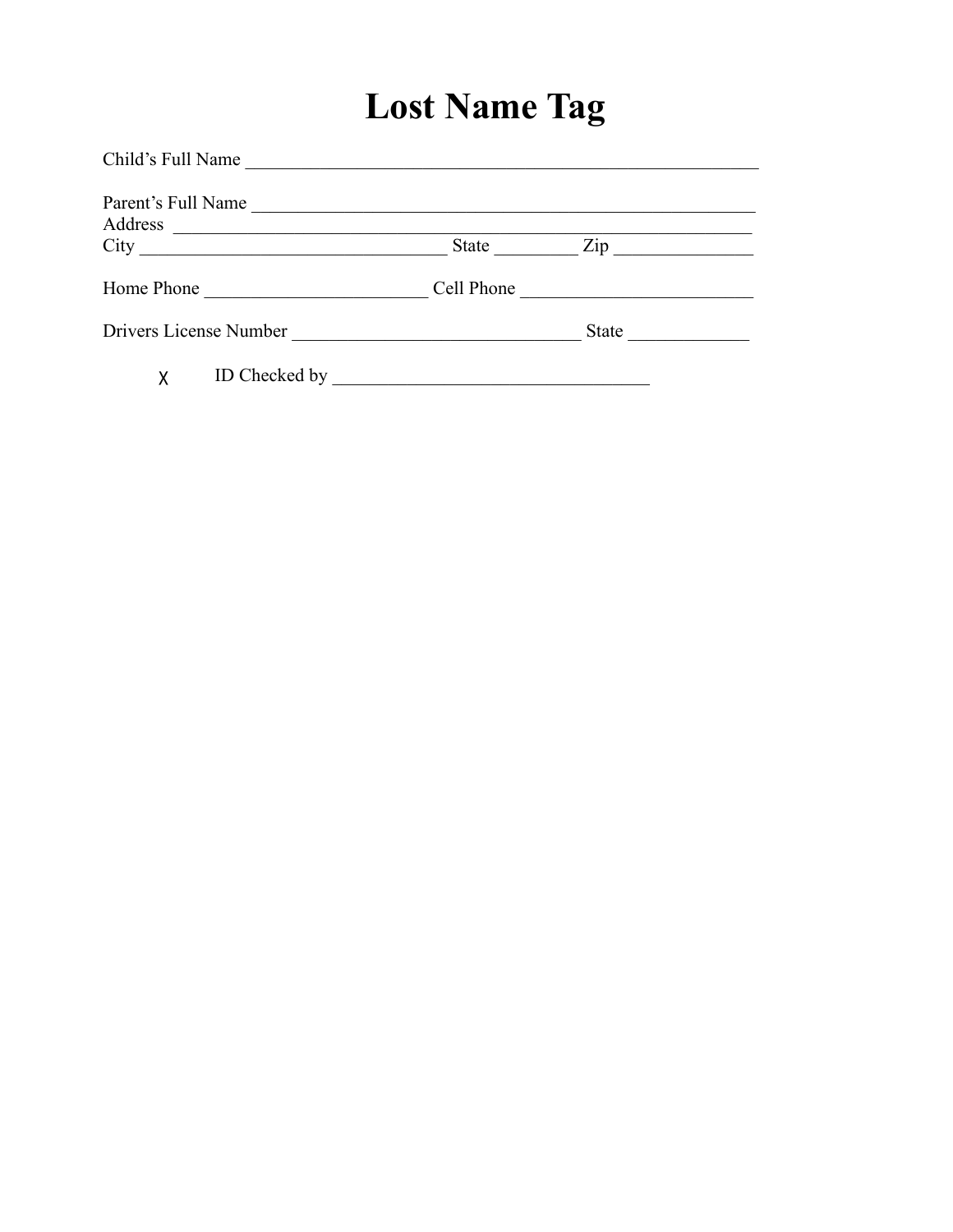# Lost Name Tag

Child's Full Name ________________________________________________________

Parent's Full Name _______________________________________________________
Address _________________________________________________________________
City __________________________________ State _________ Zip _______________

Home Phone ________________________ Cell Phone _________________________

Drivers License Number _______________________________ State _____________

χ ID Checked by __________________________________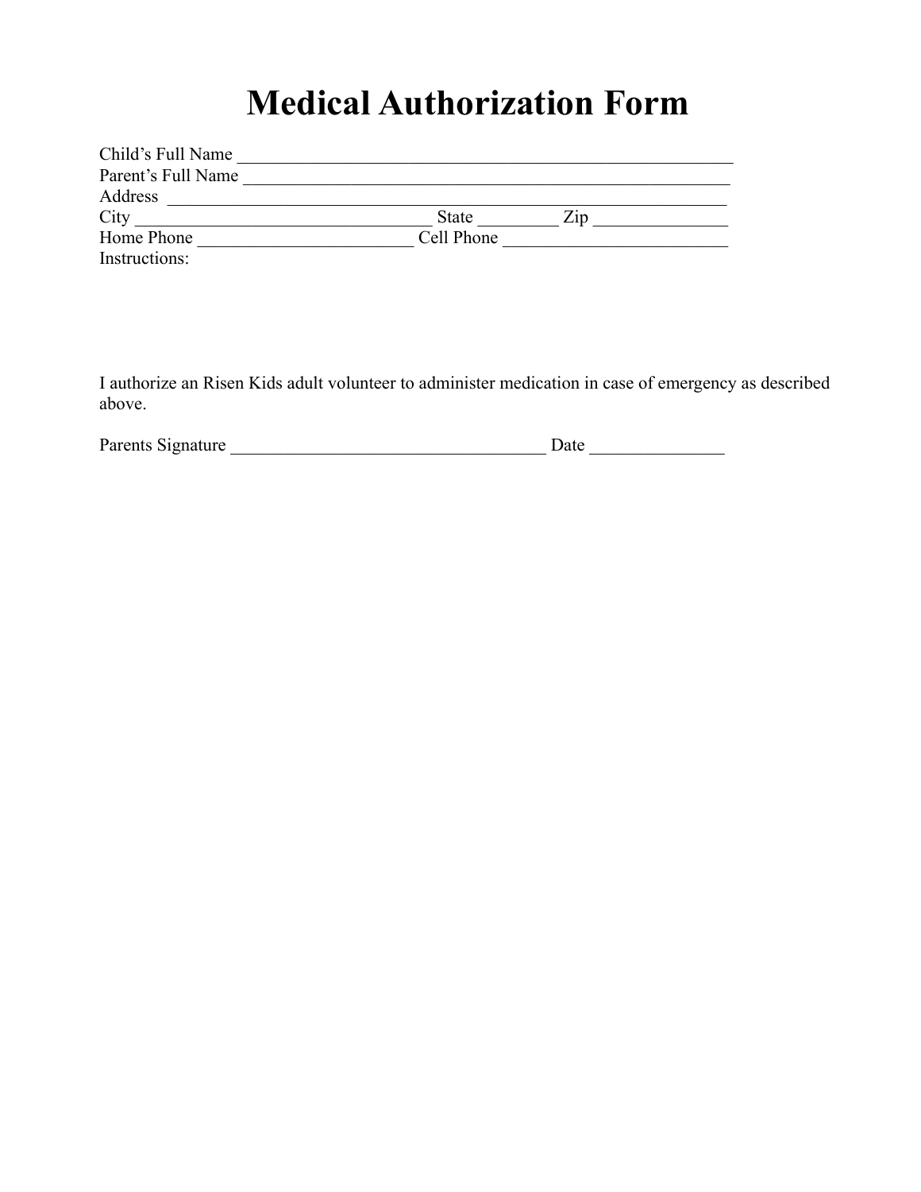# Medical Authorization Form

Child's Full Name ___________________________________________________________

Parent's Full Name __________________________________________________________

Address ___________________________________________________________________

City ____________________________________ State _________ Zip _______________

Home Phone _________________________ Cell Phone __________________________

Instructions:

I authorize an Risen Kids adult volunteer to administer medication in case of emergency as described above.

Parents Signature ____________________________________ Date _______________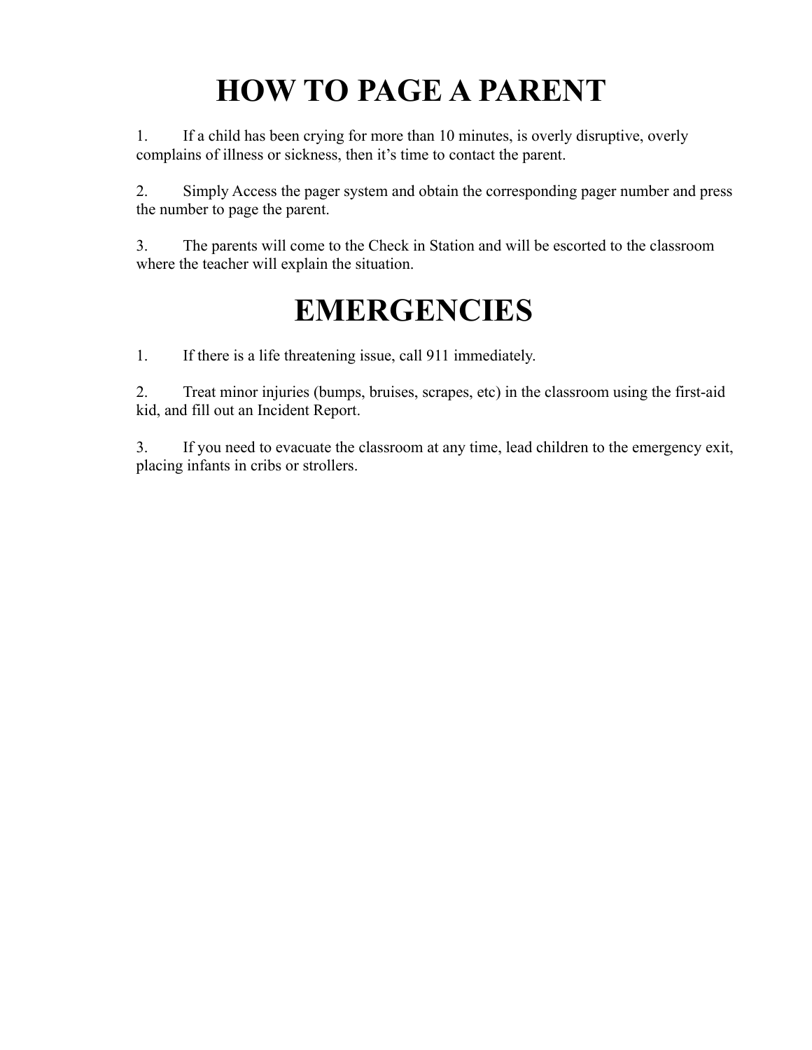# HOW TO PAGE A PARENT

1. If a child has been crying for more than 10 minutes, is overly disruptive, overly complains of illness or sickness, then it's time to contact the parent.

2. Simply Access the pager system and obtain the corresponding pager number and press the number to page the parent.

3. The parents will come to the Check in Station and will be escorted to the classroom where the teacher will explain the situation.

# EMERGENCIES

1. If there is a life threatening issue, call 911 immediately.

2. Treat minor injuries (bumps, bruises, scrapes, etc) in the classroom using the first-aid kid, and fill out an Incident Report.

3. If you need to evacuate the classroom at any time, lead children to the emergency exit, placing infants in cribs or strollers.